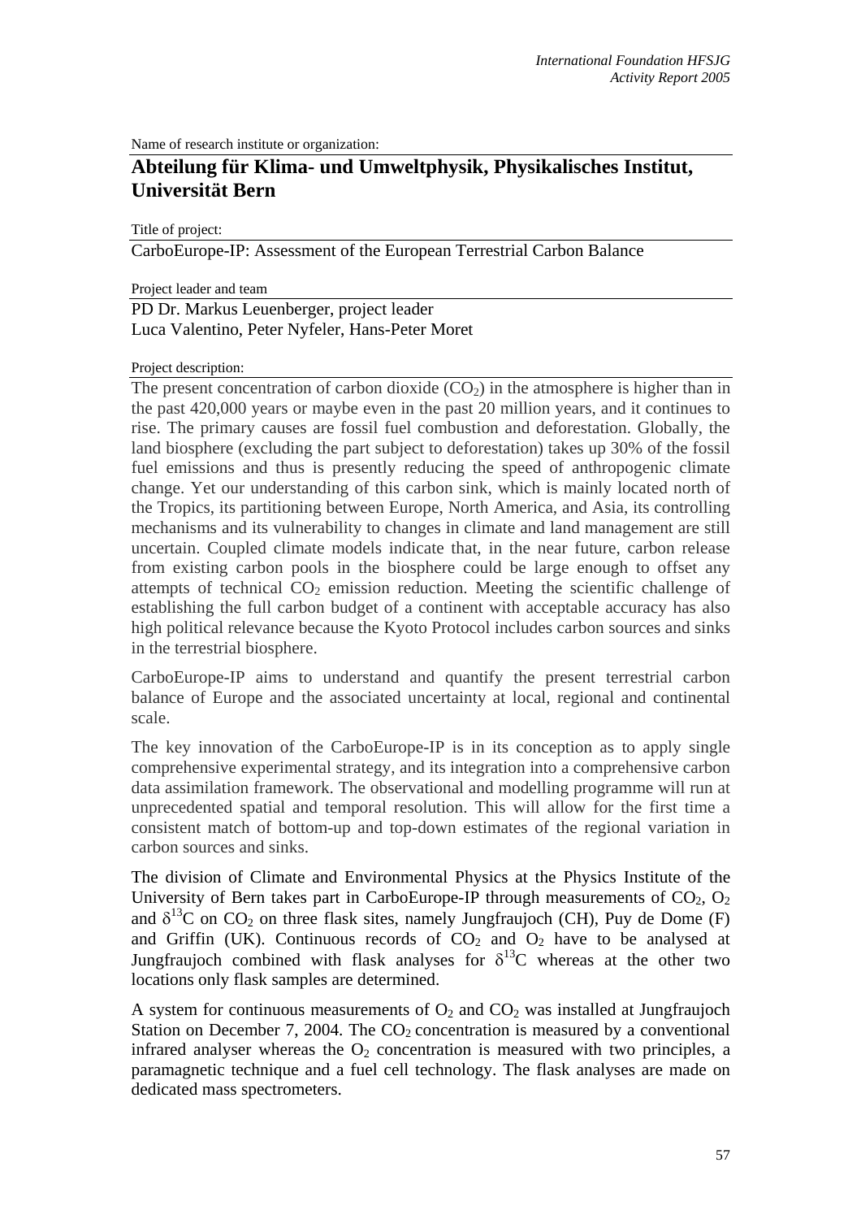Name of research institute or organization:

## Abteilung für Klima- und Umweltphysik, Physikalisches Institut, Universität Bern

Title of project:

CarboEurope-IP: Assessment of the European Terrestrial Carbon Balance

Project leader and team

PD Dr. Markus Leuenberger, project leader
Luca Valentino, Peter Nyfeler, Hans-Peter Moret

Project description:

The present concentration of carbon dioxide ($CO_2$) in the atmosphere is higher than in the past 420,000 years or maybe even in the past 20 million years, and it continues to rise. The primary causes are fossil fuel combustion and deforestation. Globally, the land biosphere (excluding the part subject to deforestation) takes up 30% of the fossil fuel emissions and thus is presently reducing the speed of anthropogenic climate change. Yet our understanding of this carbon sink, which is mainly located north of the Tropics, its partitioning between Europe, North America, and Asia, its controlling mechanisms and its vulnerability to changes in climate and land management are still uncertain. Coupled climate models indicate that, in the near future, carbon release from existing carbon pools in the biosphere could be large enough to offset any attempts of technical $CO_2$ emission reduction. Meeting the scientific challenge of establishing the full carbon budget of a continent with acceptable accuracy has also high political relevance because the Kyoto Protocol includes carbon sources and sinks in the terrestrial biosphere.

CarboEurope-IP aims to understand and quantify the present terrestrial carbon balance of Europe and the associated uncertainty at local, regional and continental scale.

The key innovation of the CarboEurope-IP is in its conception as to apply single comprehensive experimental strategy, and its integration into a comprehensive carbon data assimilation framework. The observational and modelling programme will run at unprecedented spatial and temporal resolution. This will allow for the first time a consistent match of bottom-up and top-down estimates of the regional variation in carbon sources and sinks.

The division of Climate and Environmental Physics at the Physics Institute of the University of Bern takes part in CarboEurope-IP through measurements of $CO_2$, $O_2$ and $\delta^{13}C$ on $CO_2$ on three flask sites, namely Jungfraujoch (CH), Puy de Dome (F) and Griffin (UK). Continuous records of $CO_2$ and $O_2$ have to be analysed at Jungfraujoch combined with flask analyses for $\delta^{13}C$ whereas at the other two locations only flask samples are determined.

A system for continuous measurements of $O_2$ and $CO_2$ was installed at Jungfraujoch Station on December 7, 2004. The $CO_2$ concentration is measured by a conventional infrared analyser whereas the $O_2$ concentration is measured with two principles, a paramagnetic technique and a fuel cell technology. The flask analyses are made on dedicated mass spectrometers.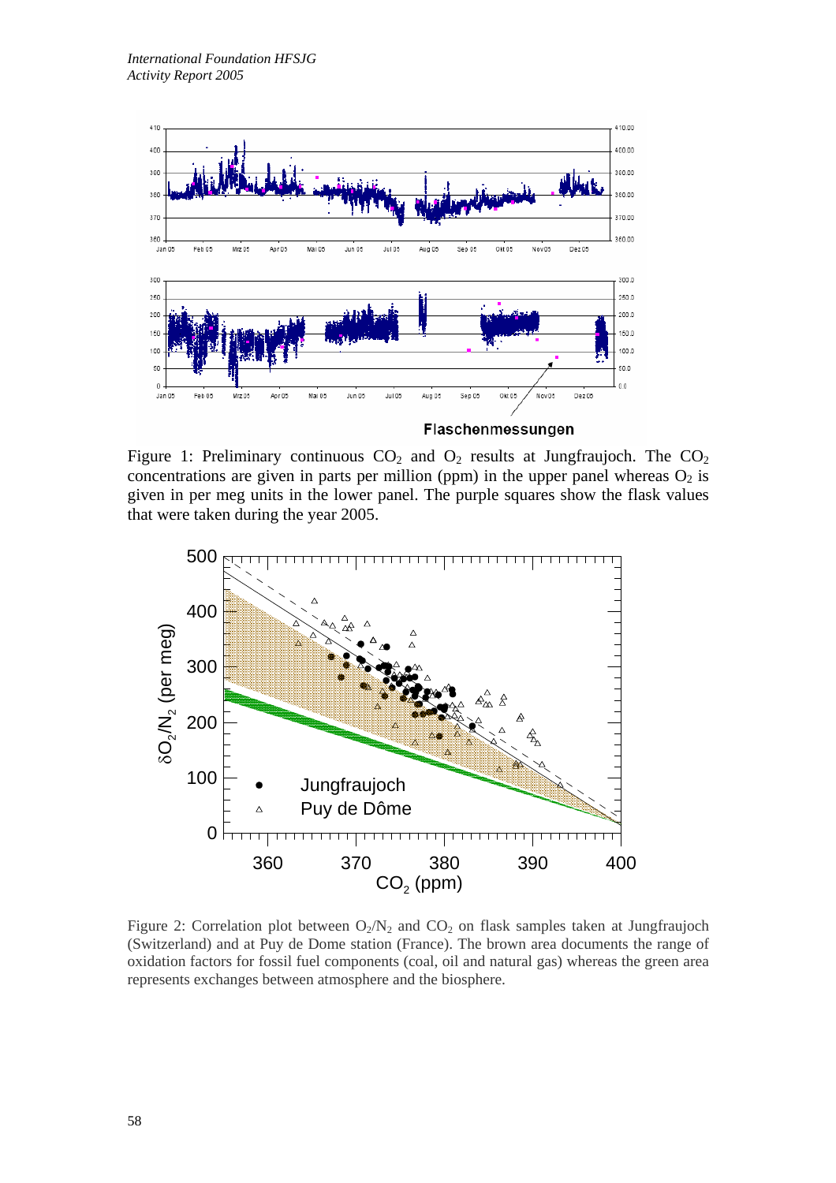Figure 1: Preliminary continuous $CO_2$ and $O_2$ results at Jungfraujoch. The $CO_2$ concentrations are given in parts per million (ppm) in the upper panel whereas $O_2$ is given in per meg units in the lower panel. The purple squares show the flask values that were taken during the year 2005.

Figure 2: Correlation plot between $O_2/N_2$ and $CO_2$ on flask samples taken at Jungfraujoch (Switzerland) and at Puy de Dome station (France). The brown area documents the range of oxidation factors for fossil fuel components (coal, oil and natural gas) whereas the green area represents exchanges between atmosphere and the biosphere.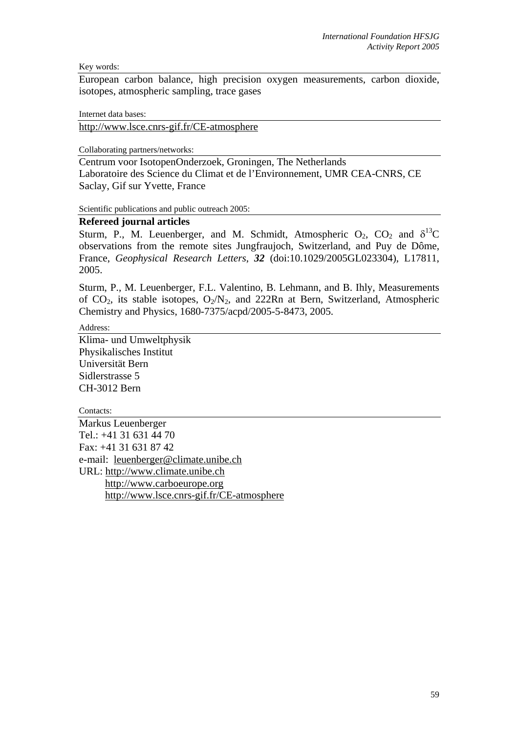Key words:

European carbon balance, high precision oxygen measurements, carbon dioxide, isotopes, atmospheric sampling, trace gases

Internet data bases:

http://www.lsce.cnrs-gif.fr/CE-atmosphere

Collaborating partners/networks:

Centrum voor IsotopenOnderzoek, Groningen, The Netherlands
Laboratoire des Science du Climat et de l'Environnement, UMR CEA-CNRS, CE Saclay, Gif sur Yvette, France

Scientific publications and public outreach 2005:

**Refereed journal articles**

Sturm, P., M. Leuenberger, and M. Schmidt, Atmospheric $O_2$, $CO_2$ and $\delta^{13}C$ observations from the remote sites Jungfraujoch, Switzerland, and Puy de Dôme, France, *Geophysical Research Letters*, ***32*** (doi:10.1029/2005GL023304), L17811, 2005.

Sturm, P., M. Leuenberger, F.L. Valentino, B. Lehmann, and B. Ihly, Measurements of $CO_2$, its stable isotopes, $O_2/N_2$, and 222Rn at Bern, Switzerland, Atmospheric Chemistry and Physics, 1680-7375/acpd/2005-5-8473, 2005.

Address:

Klima- und Umweltphysik
Physikalisches Institut
Universität Bern
Sidlerstrasse 5
CH-3012 Bern

Contacts:

Markus Leuenberger
Tel.: +41 31 631 44 70
Fax: +41 31 631 87 42
e-mail: leuenberger@climate.unibe.ch
URL: http://www.climate.unibe.ch
http://www.carboeurope.org
http://www.lsce.cnrs-gif.fr/CE-atmosphere